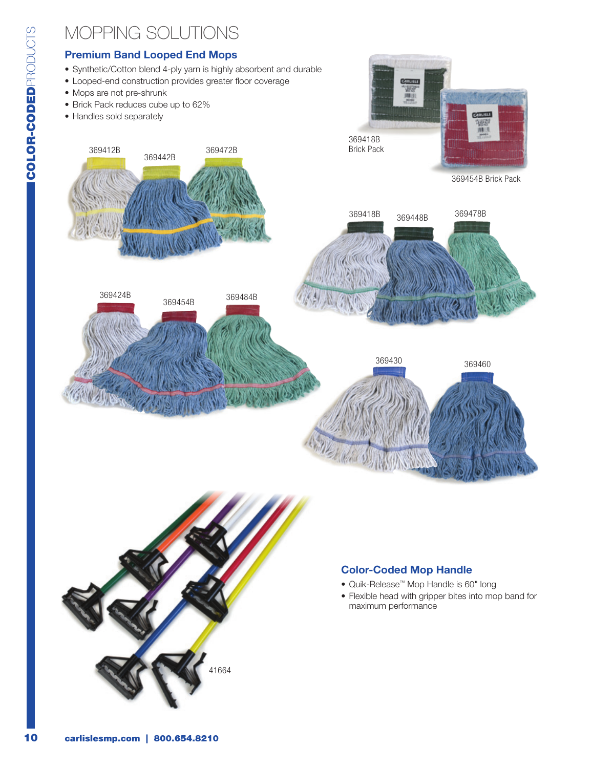# MOPPING SOLUTIONS

## Premium Band Looped End Mops

- Synthetic/Cotton blend 4-ply yarn is highly absorbent and durable
- Looped-end construction provides greater floor coverage
- Mops are not pre-shrunk
- Brick Pack reduces cube up to 62%
- Handles sold separately

369418B Brick Pack

369454B Brick Pack

369412B 369442B 369472B

369418B 369448B 369478B

369424B 369454B 369484B

369430 369460

41664

## Color-Coded Mop Handle

- Quik-Release™ Mop Handle is 60" long
- Flexible head with gripper bites into mop band for maximum performance

carlislesmp.com | 800.654.8210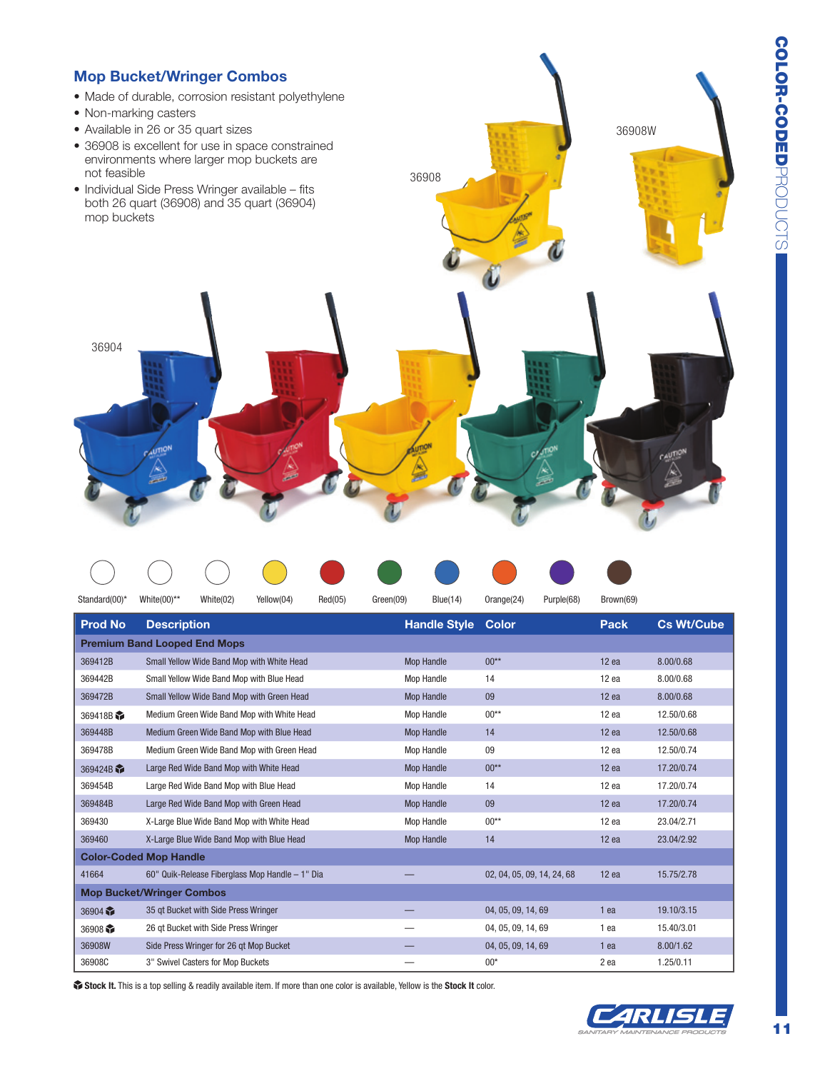## Mop Bucket/Wringer Combos

- Made of durable, corrosion resistant polyethylene
- Non-marking casters
- Available in 26 or 35 quart sizes
- 36908 is excellent for use in space constrained environments where larger mop buckets are not feasible
- Individual Side Press Wringer available – fits both 26 quart (36908) and 35 quart (36904) mop buckets

36908

36908W

36904

Standard(00)* White(00)** White(02) Yellow(04) Red(05) Green(09) Blue(14) Orange(24) Purple(68) Brown(69)

| Prod No | Description | Handle Style | Color | Pack | Cs Wt/Cube |
|---|---|---|---|---|---|
| **Premium Band Looped End Mops** | | | | | |
| 369412B | Small Yellow Wide Band Mop with White Head | Mop Handle | 00** | 12 ea | 8.00/0.68 |
| 369442B | Small Yellow Wide Band Mop with Blue Head | Mop Handle | 14 | 12 ea | 8.00/0.68 |
| 369472B | Small Yellow Wide Band Mop with Green Head | Mop Handle | 09 | 12 ea | 8.00/0.68 |
| 369418B 📦 | Medium Green Wide Band Mop with White Head | Mop Handle | 00** | 12 ea | 12.50/0.68 |
| 369448B | Medium Green Wide Band Mop with Blue Head | Mop Handle | 14 | 12 ea | 12.50/0.68 |
| 369478B | Medium Green Wide Band Mop with Green Head | Mop Handle | 09 | 12 ea | 12.50/0.74 |
| 369424B 📦 | Large Red Wide Band Mop with White Head | Mop Handle | 00** | 12 ea | 17.20/0.74 |
| 369454B | Large Red Wide Band Mop with Blue Head | Mop Handle | 14 | 12 ea | 17.20/0.74 |
| 369484B | Large Red Wide Band Mop with Green Head | Mop Handle | 09 | 12 ea | 17.20/0.74 |
| 369430 | X-Large Blue Wide Band Mop with White Head | Mop Handle | 00** | 12 ea | 23.04/2.71 |
| 369460 | X-Large Blue Wide Band Mop with Blue Head | Mop Handle | 14 | 12 ea | 23.04/2.92 |
| **Color-Coded Mop Handle** | | | | | |
| 41664 | 60" Quik-Release Fiberglass Mop Handle – 1" Dia | — | 02, 04, 05, 09, 14, 24, 68 | 12 ea | 15.75/2.78 |
| **Mop Bucket/Wringer Combos** | | | | | |
| 36904 📦 | 35 qt Bucket with Side Press Wringer | — | 04, 05, 09, 14, 69 | 1 ea | 19.10/3.15 |
| 36908 📦 | 26 qt Bucket with Side Press Wringer | — | 04, 05, 09, 14, 69 | 1 ea | 15.40/3.01 |
| 36908W | Side Press Wringer for 26 qt Mop Bucket | — | 04, 05, 09, 14, 69 | 1 ea | 8.00/1.62 |
| 36908C | 3" Swivel Casters for Mop Buckets | — | 00* | 2 ea | 1.25/0.11 |

📦 **Stock It.** This is a top selling & readily available item. If more than one color is available, Yellow is the **Stock It** color.

CARLISLE SANITARY MAINTENANCE PRODUCTS

COLOR-CODED PRODUCTS